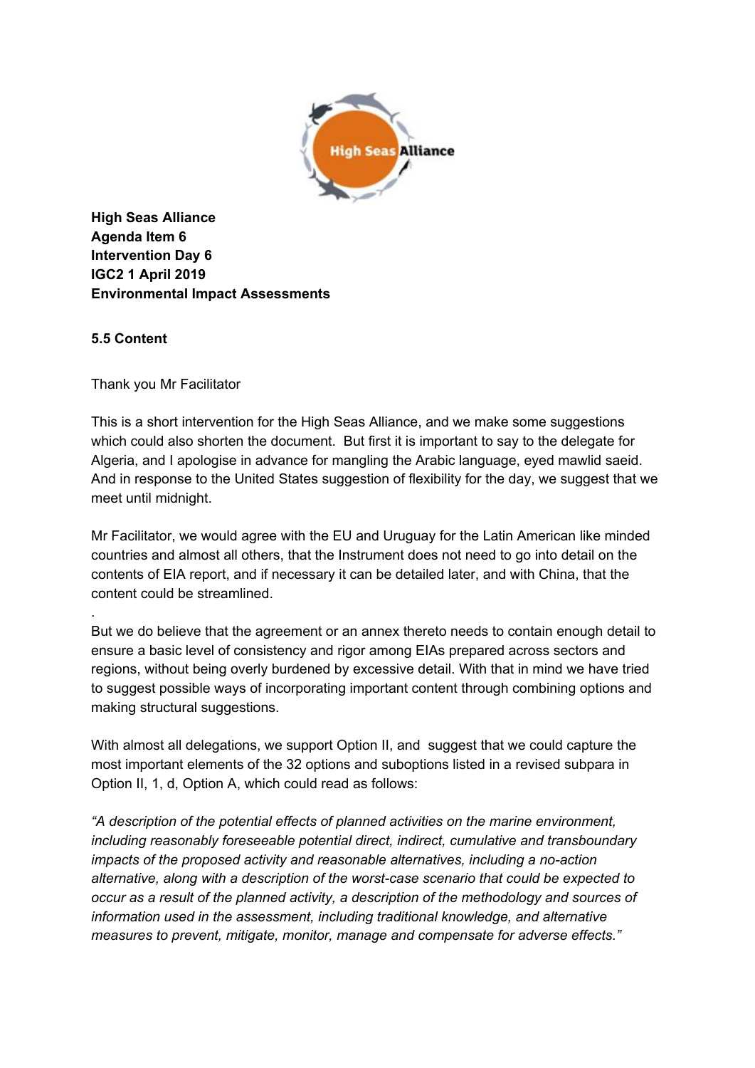**High Seas Alliance**
**Agenda Item 6**
**Intervention Day 6**
**IGC2 1 April 2019**
**Environmental Impact Assessments**

**5.5 Content**

Thank you Mr Facilitator

This is a short intervention for the High Seas Alliance, and we make some suggestions which could also shorten the document. But first it is important to say to the delegate for Algeria, and I apologise in advance for mangling the Arabic language, eyed mawlid saeid. And in response to the United States suggestion of flexibility for the day, we suggest that we meet until midnight.

Mr Facilitator, we would agree with the EU and Uruguay for the Latin American like minded countries and almost all others, that the Instrument does not need to go into detail on the contents of EIA report, and if necessary it can be detailed later, and with China, that the content could be streamlined.

.

But we do believe that the agreement or an annex thereto needs to contain enough detail to ensure a basic level of consistency and rigor among EIAs prepared across sectors and regions, without being overly burdened by excessive detail. With that in mind we have tried to suggest possible ways of incorporating important content through combining options and making structural suggestions.

With almost all delegations, we support Option II, and suggest that we could capture the most important elements of the 32 options and suboptions listed in a revised subpara in Option II, 1, d, Option A, which could read as follows:

*"A description of the potential effects of planned activities on the marine environment, including reasonably foreseeable potential direct, indirect, cumulative and transboundary impacts of the proposed activity and reasonable alternatives, including a no-action alternative, along with a description of the worst-case scenario that could be expected to occur as a result of the planned activity, a description of the methodology and sources of information used in the assessment, including traditional knowledge, and alternative measures to prevent, mitigate, monitor, manage and compensate for adverse effects."*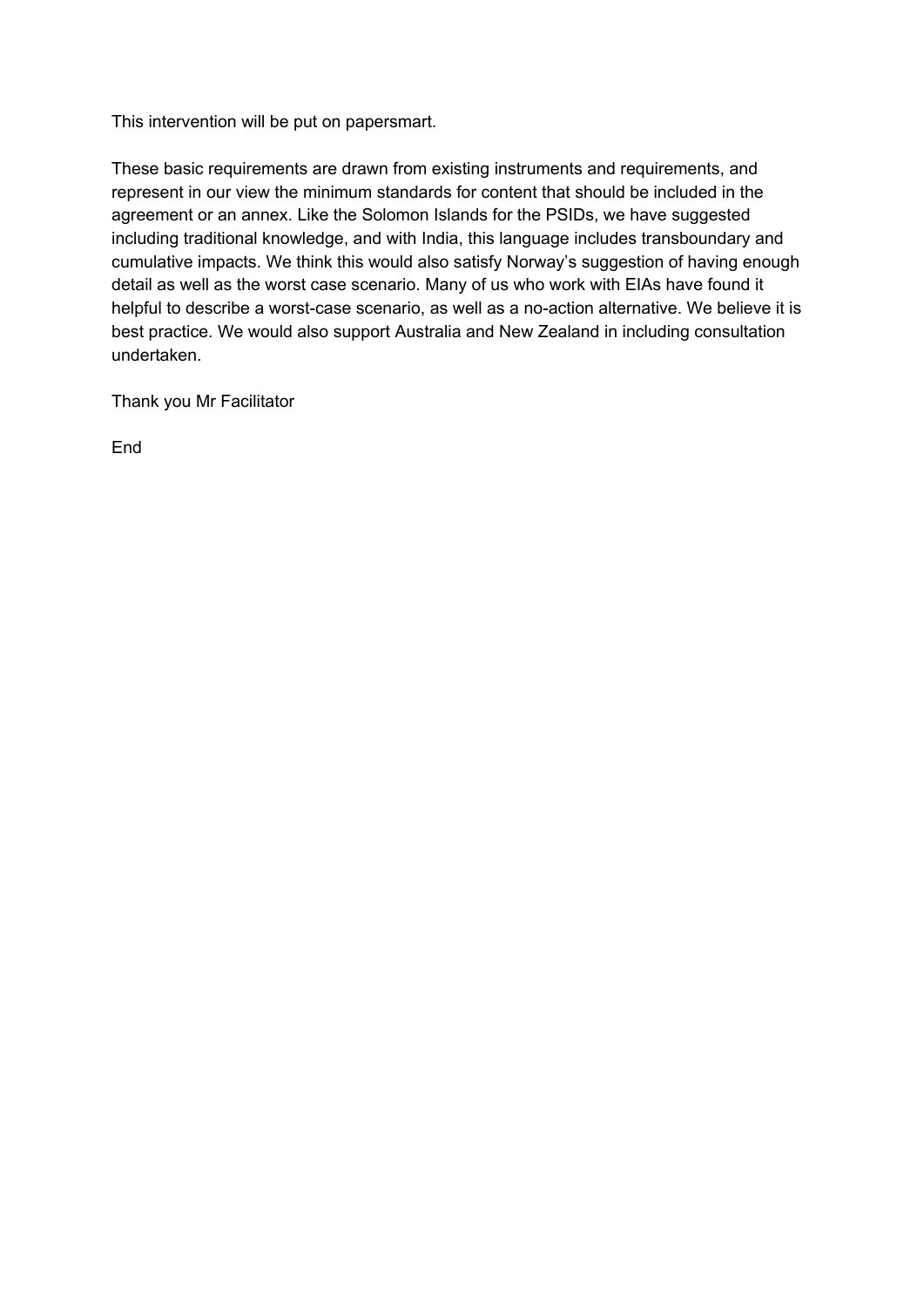This intervention will be put on papersmart.

These basic requirements are drawn from existing instruments and requirements, and represent in our view the minimum standards for content that should be included in the agreement or an annex. Like the Solomon Islands for the PSIDs, we have suggested including traditional knowledge, and with India, this language includes transboundary and cumulative impacts. We think this would also satisfy Norway's suggestion of having enough detail as well as the worst case scenario. Many of us who work with EIAs have found it helpful to describe a worst-case scenario, as well as a no-action alternative. We believe it is best practice. We would also support Australia and New Zealand in including consultation undertaken.

Thank you Mr Facilitator

End